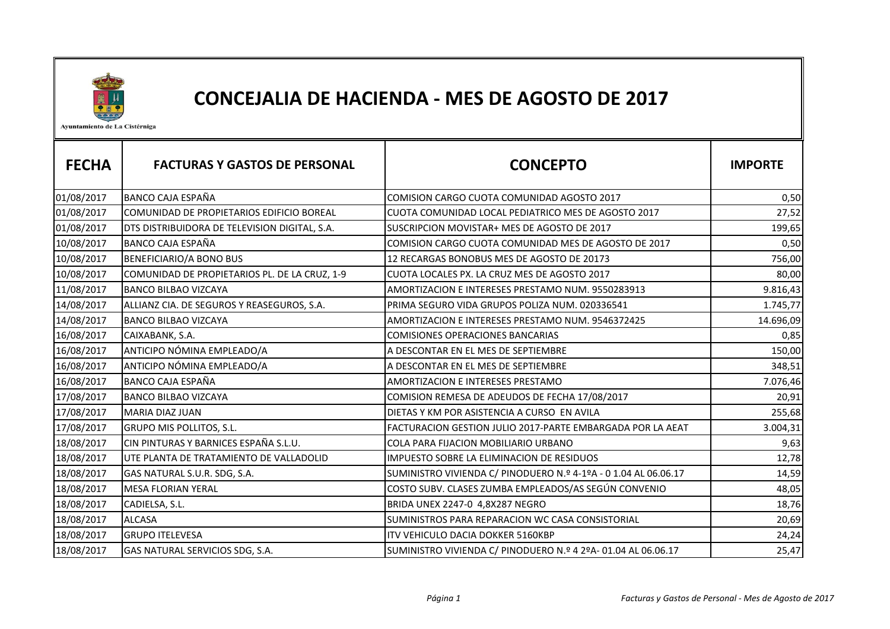Ayuntamiento de La Cistérniga

# CONCEJALIA DE HACIENDA - MES DE AGOSTO DE 2017

| FECHA | FACTURAS Y GASTOS DE PERSONAL | CONCEPTO | IMPORTE |
|---|---|---|---|
| 01/08/2017 | BANCO CAJA ESPAÑA | COMISION CARGO CUOTA COMUNIDAD AGOSTO 2017 | 0,50 |
| 01/08/2017 | COMUNIDAD DE PROPIETARIOS EDIFICIO BOREAL | CUOTA COMUNIDAD LOCAL PEDIATRICO MES DE AGOSTO 2017 | 27,52 |
| 01/08/2017 | DTS DISTRIBUIDORA DE TELEVISION DIGITAL, S.A. | SUSCRIPCION MOVISTAR+ MES DE AGOSTO DE 2017 | 199,65 |
| 10/08/2017 | BANCO CAJA ESPAÑA | COMISION CARGO CUOTA COMUNIDAD MES DE AGOSTO DE 2017 | 0,50 |
| 10/08/2017 | BENEFICIARIO/A BONO BUS | 12 RECARGAS BONOBUS MES DE AGOSTO DE 20173 | 756,00 |
| 10/08/2017 | COMUNIDAD DE PROPIETARIOS PL. DE LA CRUZ, 1-9 | CUOTA LOCALES PX. LA CRUZ MES DE AGOSTO 2017 | 80,00 |
| 11/08/2017 | BANCO BILBAO VIZCAYA | AMORTIZACION E INTERESES PRESTAMO NUM. 9550283913 | 9.816,43 |
| 14/08/2017 | ALLIANZ CIA. DE SEGUROS Y REASEGUROS, S.A. | PRIMA SEGURO VIDA GRUPOS POLIZA NUM. 020336541 | 1.745,77 |
| 14/08/2017 | BANCO BILBAO VIZCAYA | AMORTIZACION E INTERESES PRESTAMO NUM. 9546372425 | 14.696,09 |
| 16/08/2017 | CAIXABANK, S.A. | COMISIONES OPERACIONES BANCARIAS | 0,85 |
| 16/08/2017 | ANTICIPO NÓMINA EMPLEADO/A | A DESCONTAR EN EL MES DE SEPTIEMBRE | 150,00 |
| 16/08/2017 | ANTICIPO NÓMINA EMPLEADO/A | A DESCONTAR EN EL MES DE SEPTIEMBRE | 348,51 |
| 16/08/2017 | BANCO CAJA ESPAÑA | AMORTIZACION E INTERESES PRESTAMO | 7.076,46 |
| 17/08/2017 | BANCO BILBAO VIZCAYA | COMISION REMESA DE ADEUDOS DE FECHA 17/08/2017 | 20,91 |
| 17/08/2017 | MARIA DIAZ JUAN | DIETAS Y KM POR ASISTENCIA A CURSO EN AVILA | 255,68 |
| 17/08/2017 | GRUPO MIS POLLITOS, S.L. | FACTURACION GESTION JULIO 2017-PARTE EMBARGADA POR LA AEAT | 3.004,31 |
| 18/08/2017 | CIN PINTURAS Y BARNICES ESPAÑA S.L.U. | COLA PARA FIJACION MOBILIARIO URBANO | 9,63 |
| 18/08/2017 | UTE PLANTA DE TRATAMIENTO DE VALLADOLID | IMPUESTO SOBRE LA ELIMINACION DE RESIDUOS | 12,78 |
| 18/08/2017 | GAS NATURAL S.U.R. SDG, S.A. | SUMINISTRO VIVIENDA C/ PINODUERO N.º 4-1ºA - 0 1.04 AL 06.06.17 | 14,59 |
| 18/08/2017 | MESA FLORIAN YERAL | COSTO SUBV. CLASES ZUMBA EMPLEADOS/AS SEGÚN CONVENIO | 48,05 |
| 18/08/2017 | CADIELSA, S.L. | BRIDA UNEX 2247-0 4,8X287 NEGRO | 18,76 |
| 18/08/2017 | ALCASA | SUMINISTROS PARA REPARACION WC CASA CONSISTORIAL | 20,69 |
| 18/08/2017 | GRUPO ITELEVESA | ITV VEHICULO DACIA DOKKER 5160KBP | 24,24 |
| 18/08/2017 | GAS NATURAL SERVICIOS SDG, S.A. | SUMINISTRO VIVIENDA C/ PINODUERO N.º 4 2ºA- 01.04 AL 06.06.17 | 25,47 |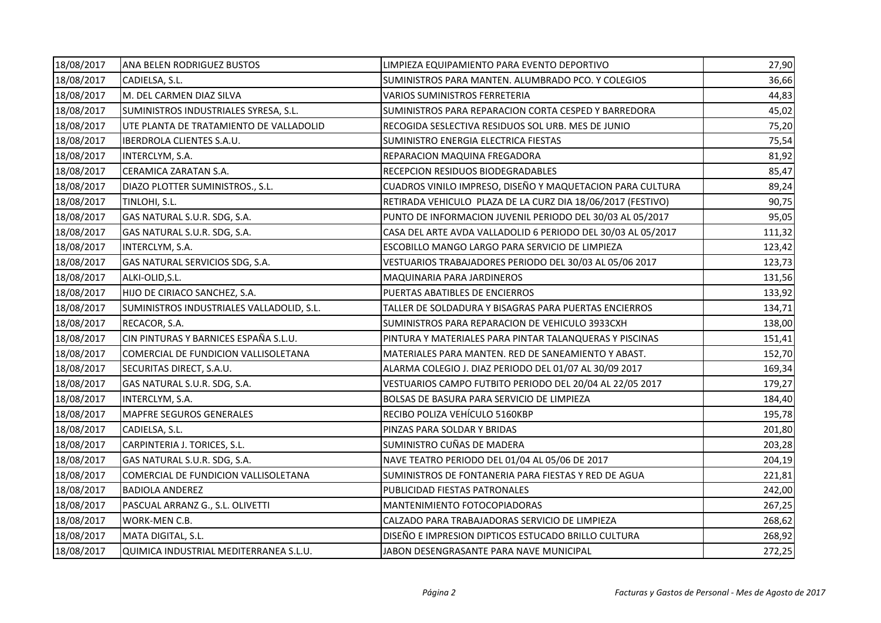| | | | |
|---|---|---|---|
| 18/08/2017 | ANA BELEN RODRIGUEZ BUSTOS | LIMPIEZA EQUIPAMIENTO PARA EVENTO DEPORTIVO | 27,90 |
| 18/08/2017 | CADIELSA, S.L. | SUMINISTROS PARA MANTEN. ALUMBRADO PCO. Y COLEGIOS | 36,66 |
| 18/08/2017 | M. DEL CARMEN DIAZ SILVA | VARIOS SUMINISTROS FERRETERIA | 44,83 |
| 18/08/2017 | SUMINISTROS INDUSTRIALES SYRESA, S.L. | SUMINISTROS PARA REPARACION CORTA CESPED Y BARREDORA | 45,02 |
| 18/08/2017 | UTE PLANTA DE TRATAMIENTO DE VALLADOLID | RECOGIDA SESLECTIVA RESIDUOS SOL URB. MES DE JUNIO | 75,20 |
| 18/08/2017 | IBERDROLA CLIENTES S.A.U. | SUMINISTRO ENERGIA ELECTRICA FIESTAS | 75,54 |
| 18/08/2017 | INTERCLYM, S.A. | REPARACION MAQUINA FREGADORA | 81,92 |
| 18/08/2017 | CERAMICA ZARATAN S.A. | RECEPCION RESIDUOS BIODEGRADABLES | 85,47 |
| 18/08/2017 | DIAZO PLOTTER SUMINISTROS., S.L. | CUADROS VINILO IMPRESO, DISEÑO Y MAQUETACION PARA CULTURA | 89,24 |
| 18/08/2017 | TINLOHI, S.L. | RETIRADA VEHICULO PLAZA DE LA CURZ DIA 18/06/2017 (FESTIVO) | 90,75 |
| 18/08/2017 | GAS NATURAL S.U.R. SDG, S.A. | PUNTO DE INFORMACION JUVENIL PERIODO DEL 30/03 AL 05/2017 | 95,05 |
| 18/08/2017 | GAS NATURAL S.U.R. SDG, S.A. | CASA DEL ARTE AVDA VALLADOLID 6 PERIODO DEL 30/03 AL 05/2017 | 111,32 |
| 18/08/2017 | INTERCLYM, S.A. | ESCOBILLO MANGO LARGO PARA SERVICIO DE LIMPIEZA | 123,42 |
| 18/08/2017 | GAS NATURAL SERVICIOS SDG, S.A. | VESTUARIOS TRABAJADORES PERIODO DEL 30/03 AL 05/06 2017 | 123,73 |
| 18/08/2017 | ALKI-OLID,S.L. | MAQUINARIA PARA JARDINEROS | 131,56 |
| 18/08/2017 | HIJO DE CIRIACO SANCHEZ, S.A. | PUERTAS ABATIBLES DE ENCIERROS | 133,92 |
| 18/08/2017 | SUMINISTROS INDUSTRIALES VALLADOLID, S.L. | TALLER DE SOLDADURA Y BISAGRAS PARA PUERTAS ENCIERROS | 134,71 |
| 18/08/2017 | RECACOR, S.A. | SUMINISTROS PARA REPARACION DE VEHICULO 3933CXH | 138,00 |
| 18/08/2017 | CIN PINTURAS Y BARNICES ESPAÑA S.L.U. | PINTURA Y MATERIALES PARA PINTAR TALANQUERAS Y PISCINAS | 151,41 |
| 18/08/2017 | COMERCIAL DE FUNDICION VALLISOLETANA | MATERIALES PARA MANTEN. RED DE SANEAMIENTO Y ABAST. | 152,70 |
| 18/08/2017 | SECURITAS DIRECT, S.A.U. | ALARMA COLEGIO J. DIAZ PERIODO DEL 01/07 AL 30/09 2017 | 169,34 |
| 18/08/2017 | GAS NATURAL S.U.R. SDG, S.A. | VESTUARIOS CAMPO FUTBITO PERIODO DEL 20/04 AL 22/05 2017 | 179,27 |
| 18/08/2017 | INTERCLYM, S.A. | BOLSAS DE BASURA PARA SERVICIO DE LIMPIEZA | 184,40 |
| 18/08/2017 | MAPFRE SEGUROS GENERALES | RECIBO POLIZA VEHÍCULO 5160KBP | 195,78 |
| 18/08/2017 | CADIELSA, S.L. | PINZAS PARA SOLDAR Y BRIDAS | 201,80 |
| 18/08/2017 | CARPINTERIA J. TORICES, S.L. | SUMINISTRO CUÑAS DE MADERA | 203,28 |
| 18/08/2017 | GAS NATURAL S.U.R. SDG, S.A. | NAVE TEATRO PERIODO DEL 01/04 AL 05/06 DE 2017 | 204,19 |
| 18/08/2017 | COMERCIAL DE FUNDICION VALLISOLETANA | SUMINISTROS DE FONTANERIA PARA FIESTAS Y RED DE AGUA | 221,81 |
| 18/08/2017 | BADIOLA ANDEREZ | PUBLICIDAD FIESTAS PATRONALES | 242,00 |
| 18/08/2017 | PASCUAL ARRANZ G., S.L. OLIVETTI | MANTENIMIENTO FOTOCOPIADORAS | 267,25 |
| 18/08/2017 | WORK-MEN C.B. | CALZADO PARA TRABAJADORAS SERVICIO DE LIMPIEZA | 268,62 |
| 18/08/2017 | MATA DIGITAL, S.L. | DISEÑO E IMPRESION DIPTICOS ESTUCADO BRILLO CULTURA | 268,92 |
| 18/08/2017 | QUIMICA INDUSTRIAL MEDITERRANEA S.L.U. | JABON DESENGRASANTE PARA NAVE MUNICIPAL | 272,25 |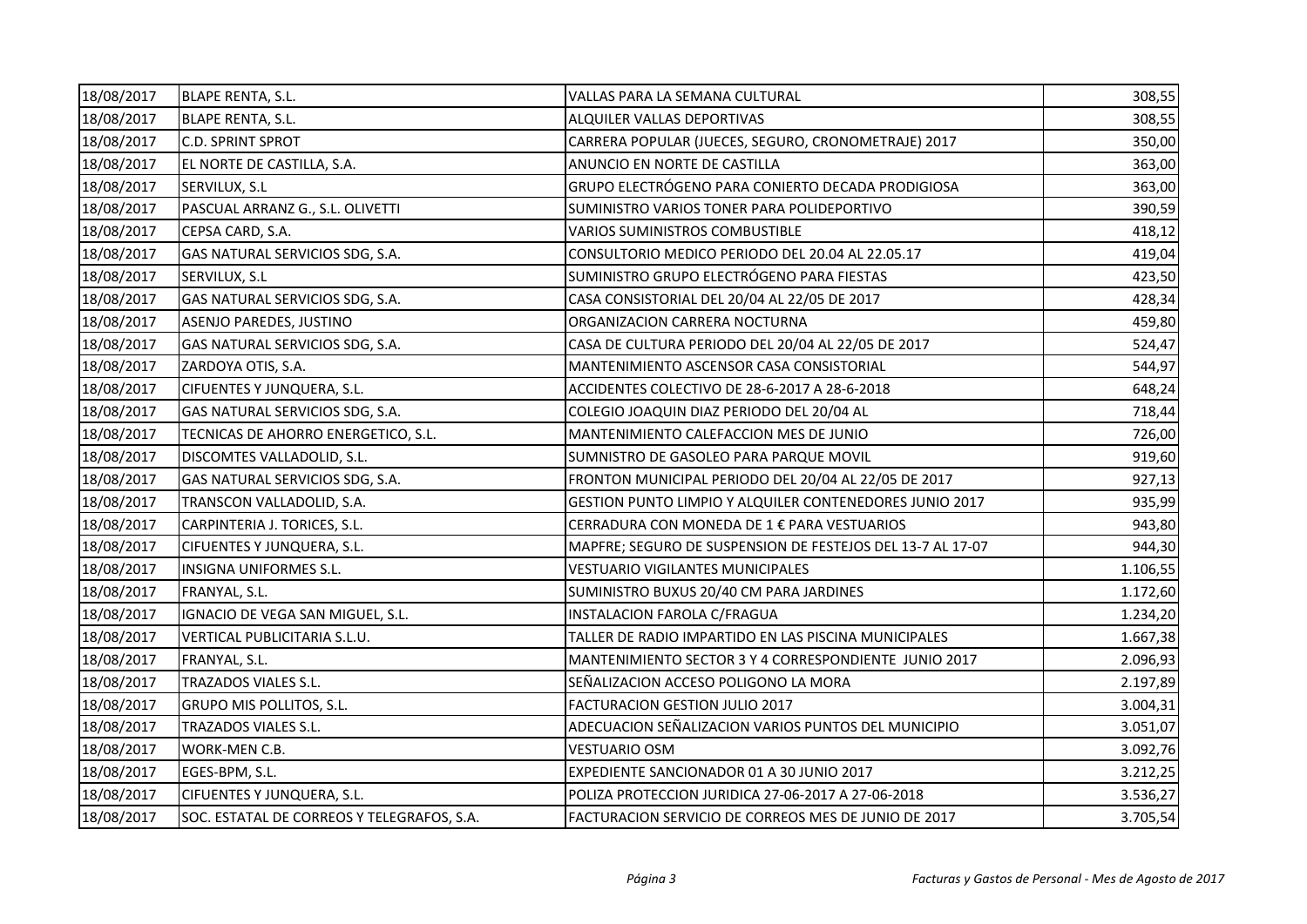| | | | |
|---|---|---|---|
| 18/08/2017 | BLAPE RENTA, S.L. | VALLAS PARA LA SEMANA CULTURAL | 308,55 |
| 18/08/2017 | BLAPE RENTA, S.L. | ALQUILER VALLAS DEPORTIVAS | 308,55 |
| 18/08/2017 | C.D. SPRINT SPROT | CARRERA POPULAR (JUECES, SEGURO, CRONOMETRAJE) 2017 | 350,00 |
| 18/08/2017 | EL NORTE DE CASTILLA, S.A. | ANUNCIO EN NORTE DE CASTILLA | 363,00 |
| 18/08/2017 | SERVILUX, S.L | GRUPO ELECTRÓGENO PARA CONIERTO DECADA PRODIGIOSA | 363,00 |
| 18/08/2017 | PASCUAL ARRANZ G., S.L. OLIVETTI | SUMINISTRO VARIOS TONER PARA POLIDEPORTIVO | 390,59 |
| 18/08/2017 | CEPSA CARD, S.A. | VARIOS SUMINISTROS COMBUSTIBLE | 418,12 |
| 18/08/2017 | GAS NATURAL SERVICIOS SDG, S.A. | CONSULTORIO MEDICO PERIODO DEL 20.04 AL 22.05.17 | 419,04 |
| 18/08/2017 | SERVILUX, S.L | SUMINISTRO GRUPO ELECTRÓGENO PARA FIESTAS | 423,50 |
| 18/08/2017 | GAS NATURAL SERVICIOS SDG, S.A. | CASA CONSISTORIAL DEL 20/04 AL 22/05 DE 2017 | 428,34 |
| 18/08/2017 | ASENJO PAREDES, JUSTINO | ORGANIZACION CARRERA NOCTURNA | 459,80 |
| 18/08/2017 | GAS NATURAL SERVICIOS SDG, S.A. | CASA DE CULTURA PERIODO DEL 20/04 AL 22/05 DE 2017 | 524,47 |
| 18/08/2017 | ZARDOYA OTIS, S.A. | MANTENIMIENTO ASCENSOR CASA CONSISTORIAL | 544,97 |
| 18/08/2017 | CIFUENTES Y JUNQUERA, S.L. | ACCIDENTES COLECTIVO DE 28-6-2017 A 28-6-2018 | 648,24 |
| 18/08/2017 | GAS NATURAL SERVICIOS SDG, S.A. | COLEGIO JOAQUIN DIAZ PERIODO DEL 20/04 AL | 718,44 |
| 18/08/2017 | TECNICAS DE AHORRO ENERGETICO, S.L. | MANTENIMIENTO CALEFACCION MES DE JUNIO | 726,00 |
| 18/08/2017 | DISCOMTES VALLADOLID, S.L. | SUMNISTRO DE GASOLEO PARA PARQUE MOVIL | 919,60 |
| 18/08/2017 | GAS NATURAL SERVICIOS SDG, S.A. | FRONTON MUNICIPAL PERIODO DEL 20/04 AL 22/05 DE 2017 | 927,13 |
| 18/08/2017 | TRANSCON VALLADOLID, S.A. | GESTION PUNTO LIMPIO Y ALQUILER CONTENEDORES JUNIO 2017 | 935,99 |
| 18/08/2017 | CARPINTERIA J. TORICES, S.L. | CERRADURA CON MONEDA DE 1 € PARA VESTUARIOS | 943,80 |
| 18/08/2017 | CIFUENTES Y JUNQUERA, S.L. | MAPFRE; SEGURO DE SUSPENSION DE FESTEJOS DEL 13-7 AL 17-07 | 944,30 |
| 18/08/2017 | INSIGNA UNIFORMES S.L. | VESTUARIO VIGILANTES MUNICIPALES | 1.106,55 |
| 18/08/2017 | FRANYAL, S.L. | SUMINISTRO BUXUS 20/40 CM PARA JARDINES | 1.172,60 |
| 18/08/2017 | IGNACIO DE VEGA SAN MIGUEL, S.L. | INSTALACION FAROLA C/FRAGUA | 1.234,20 |
| 18/08/2017 | VERTICAL PUBLICITARIA S.L.U. | TALLER DE RADIO IMPARTIDO EN LAS PISCINA MUNICIPALES | 1.667,38 |
| 18/08/2017 | FRANYAL, S.L. | MANTENIMIENTO SECTOR 3 Y 4 CORRESPONDIENTE JUNIO 2017 | 2.096,93 |
| 18/08/2017 | TRAZADOS VIALES S.L. | SEÑALIZACION ACCESO POLIGONO LA MORA | 2.197,89 |
| 18/08/2017 | GRUPO MIS POLLITOS, S.L. | FACTURACION GESTION JULIO 2017 | 3.004,31 |
| 18/08/2017 | TRAZADOS VIALES S.L. | ADECUACION SEÑALIZACION VARIOS PUNTOS DEL MUNICIPIO | 3.051,07 |
| 18/08/2017 | WORK-MEN C.B. | VESTUARIO OSM | 3.092,76 |
| 18/08/2017 | EGES-BPM, S.L. | EXPEDIENTE SANCIONADOR 01 A 30 JUNIO 2017 | 3.212,25 |
| 18/08/2017 | CIFUENTES Y JUNQUERA, S.L. | POLIZA PROTECCION JURIDICA 27-06-2017 A 27-06-2018 | 3.536,27 |
| 18/08/2017 | SOC. ESTATAL DE CORREOS Y TELEGRAFOS, S.A. | FACTURACION SERVICIO DE CORREOS MES DE JUNIO DE 2017 | 3.705,54 |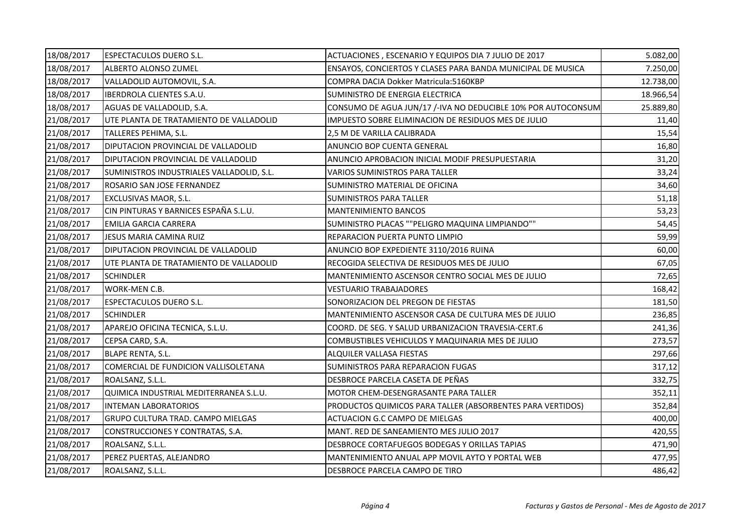| | | | |
|---|---|---|---|
| 18/08/2017 | ESPECTACULOS DUERO S.L. | ACTUACIONES , ESCENARIO Y EQUIPOS DIA 7 JULIO DE 2017 | 5.082,00 |
| 18/08/2017 | ALBERTO ALONSO ZUMEL | ENSAYOS, CONCIERTOS Y CLASES PARA BANDA MUNICIPAL DE MUSICA | 7.250,00 |
| 18/08/2017 | VALLADOLID AUTOMOVIL, S.A. | COMPRA DACIA Dokker Matricula:5160KBP | 12.738,00 |
| 18/08/2017 | IBERDROLA CLIENTES S.A.U. | SUMINISTRO DE ENERGIA ELECTRICA | 18.966,54 |
| 18/08/2017 | AGUAS DE VALLADOLID, S.A. | CONSUMO DE AGUA JUN/17 /-IVA NO DEDUCIBLE 10% POR AUTOCONSUM | 25.889,80 |
| 21/08/2017 | UTE PLANTA DE TRATAMIENTO DE VALLADOLID | IMPUESTO SOBRE ELIMINACION DE RESIDUOS MES DE JULIO | 11,40 |
| 21/08/2017 | TALLERES PEHIMA, S.L. | 2,5 M DE VARILLA CALIBRADA | 15,54 |
| 21/08/2017 | DIPUTACION PROVINCIAL DE VALLADOLID | ANUNCIO BOP CUENTA GENERAL | 16,80 |
| 21/08/2017 | DIPUTACION PROVINCIAL DE VALLADOLID | ANUNCIO APROBACION INICIAL MODIF PRESUPUESTARIA | 31,20 |
| 21/08/2017 | SUMINISTROS INDUSTRIALES VALLADOLID, S.L. | VARIOS SUMINISTROS PARA TALLER | 33,24 |
| 21/08/2017 | ROSARIO SAN JOSE FERNANDEZ | SUMINISTRO MATERIAL DE OFICINA | 34,60 |
| 21/08/2017 | EXCLUSIVAS MAOR, S.L. | SUMINISTROS PARA TALLER | 51,18 |
| 21/08/2017 | CIN PINTURAS Y BARNICES ESPAÑA S.L.U. | MANTENIMIENTO BANCOS | 53,23 |
| 21/08/2017 | EMILIA GARCIA CARRERA | SUMINISTRO PLACAS ""PELIGRO MAQUINA LIMPIANDO"" | 54,45 |
| 21/08/2017 | JESUS MARIA CAMINA RUIZ | REPARACION PUERTA PUNTO LIMPIO | 59,99 |
| 21/08/2017 | DIPUTACION PROVINCIAL DE VALLADOLID | ANUNCIO BOP EXPEDIENTE 3110/2016 RUINA | 60,00 |
| 21/08/2017 | UTE PLANTA DE TRATAMIENTO DE VALLADOLID | RECOGIDA SELECTIVA DE RESIDUOS MES DE JULIO | 67,05 |
| 21/08/2017 | SCHINDLER | MANTENIMIENTO ASCENSOR CENTRO SOCIAL MES DE JULIO | 72,65 |
| 21/08/2017 | WORK-MEN C.B. | VESTUARIO TRABAJADORES | 168,42 |
| 21/08/2017 | ESPECTACULOS DUERO S.L. | SONORIZACION DEL PREGON DE FIESTAS | 181,50 |
| 21/08/2017 | SCHINDLER | MANTENIMIENTO ASCENSOR CASA DE CULTURA MES DE JULIO | 236,85 |
| 21/08/2017 | APAREJO OFICINA TECNICA, S.L.U. | COORD. DE SEG. Y SALUD URBANIZACION TRAVESIA-CERT.6 | 241,36 |
| 21/08/2017 | CEPSA CARD, S.A. | COMBUSTIBLES VEHICULOS Y MAQUINARIA MES DE JULIO | 273,57 |
| 21/08/2017 | BLAPE RENTA, S.L. | ALQUILER VALLASA FIESTAS | 297,66 |
| 21/08/2017 | COMERCIAL DE FUNDICION VALLISOLETANA | SUMINISTROS PARA REPARACION FUGAS | 317,12 |
| 21/08/2017 | ROALSANZ, S.L.L. | DESBROCE PARCELA CASETA DE PEÑAS | 332,75 |
| 21/08/2017 | QUIMICA INDUSTRIAL MEDITERRANEA S.L.U. | MOTOR CHEM-DESENGRASANTE PARA TALLER | 352,11 |
| 21/08/2017 | INTEMAN LABORATORIOS | PRODUCTOS QUIMICOS PARA TALLER (ABSORBENTES PARA VERTIDOS) | 352,84 |
| 21/08/2017 | GRUPO CULTURA TRAD. CAMPO MIELGAS | ACTUACION G.C CAMPO DE MIELGAS | 400,00 |
| 21/08/2017 | CONSTRUCCIONES Y CONTRATAS, S.A. | MANT. RED DE SANEAMIENTO MES JULIO 2017 | 420,55 |
| 21/08/2017 | ROALSANZ, S.L.L. | DESBROCE CORTAFUEGOS BODEGAS Y ORILLAS TAPIAS | 471,90 |
| 21/08/2017 | PEREZ PUERTAS, ALEJANDRO | MANTENIMIENTO ANUAL APP MOVIL AYTO Y PORTAL WEB | 477,95 |
| 21/08/2017 | ROALSANZ, S.L.L. | DESBROCE PARCELA CAMPO DE TIRO | 486,42 |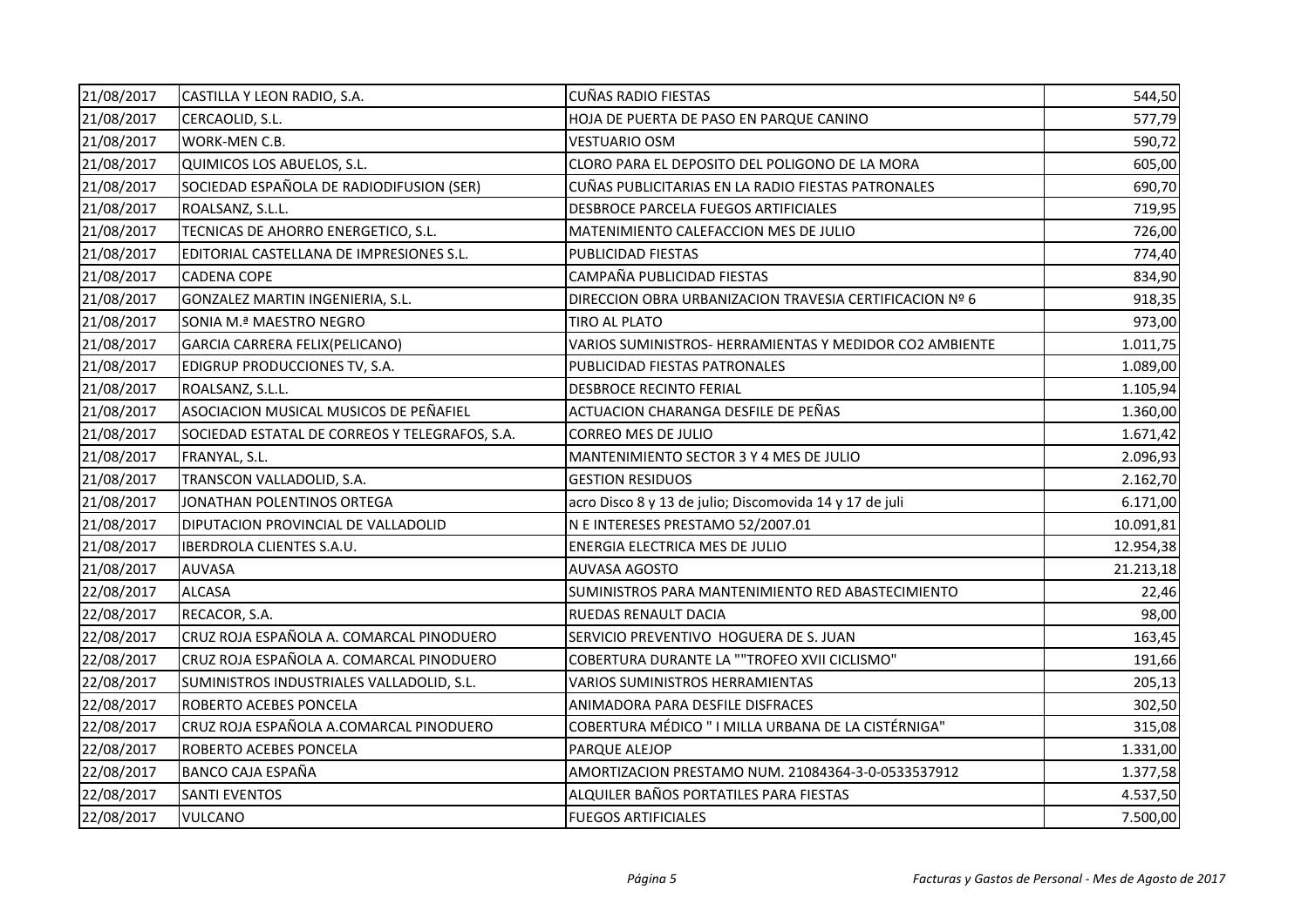| | | | |
|---|---|---|---|
| 21/08/2017 | CASTILLA Y LEON RADIO, S.A. | CUÑAS RADIO FIESTAS | 544,50 |
| 21/08/2017 | CERCAOLID, S.L. | HOJA DE PUERTA DE PASO EN PARQUE CANINO | 577,79 |
| 21/08/2017 | WORK-MEN C.B. | VESTUARIO OSM | 590,72 |
| 21/08/2017 | QUIMICOS LOS ABUELOS, S.L. | CLORO PARA EL DEPOSITO DEL POLIGONO DE LA MORA | 605,00 |
| 21/08/2017 | SOCIEDAD ESPAÑOLA DE RADIODIFUSION (SER) | CUÑAS PUBLICITARIAS EN LA RADIO FIESTAS PATRONALES | 690,70 |
| 21/08/2017 | ROALSANZ, S.L.L. | DESBROCE PARCELA FUEGOS ARTIFICIALES | 719,95 |
| 21/08/2017 | TECNICAS DE AHORRO ENERGETICO, S.L. | MATENIMIENTO CALEFACCION MES DE JULIO | 726,00 |
| 21/08/2017 | EDITORIAL CASTELLANA DE IMPRESIONES S.L. | PUBLICIDAD FIESTAS | 774,40 |
| 21/08/2017 | CADENA COPE | CAMPAÑA PUBLICIDAD FIESTAS | 834,90 |
| 21/08/2017 | GONZALEZ MARTIN INGENIERIA, S.L. | DIRECCION OBRA URBANIZACION TRAVESIA CERTIFICACION Nº 6 | 918,35 |
| 21/08/2017 | SONIA M.ª MAESTRO NEGRO | TIRO AL PLATO | 973,00 |
| 21/08/2017 | GARCIA CARRERA FELIX(PELICANO) | VARIOS SUMINISTROS- HERRAMIENTAS Y MEDIDOR CO2 AMBIENTE | 1.011,75 |
| 21/08/2017 | EDIGRUP PRODUCCIONES TV, S.A. | PUBLICIDAD FIESTAS PATRONALES | 1.089,00 |
| 21/08/2017 | ROALSANZ, S.L.L. | DESBROCE RECINTO FERIAL | 1.105,94 |
| 21/08/2017 | ASOCIACION MUSICAL MUSICOS DE PEÑAFIEL | ACTUACION CHARANGA DESFILE DE PEÑAS | 1.360,00 |
| 21/08/2017 | SOCIEDAD ESTATAL DE CORREOS Y TELEGRAFOS, S.A. | CORREO MES DE JULIO | 1.671,42 |
| 21/08/2017 | FRANYAL, S.L. | MANTENIMIENTO SECTOR 3 Y 4 MES DE JULIO | 2.096,93 |
| 21/08/2017 | TRANSCON VALLADOLID, S.A. | GESTION RESIDUOS | 2.162,70 |
| 21/08/2017 | JONATHAN POLENTINOS ORTEGA | acro Disco 8 y 13 de julio; Discomovida 14 y 17 de juli | 6.171,00 |
| 21/08/2017 | DIPUTACION PROVINCIAL DE VALLADOLID | N E INTERESES PRESTAMO 52/2007.01 | 10.091,81 |
| 21/08/2017 | IBERDROLA CLIENTES S.A.U. | ENERGIA ELECTRICA MES DE JULIO | 12.954,38 |
| 21/08/2017 | AUVASA | AUVASA AGOSTO | 21.213,18 |
| 22/08/2017 | ALCASA | SUMINISTROS PARA MANTENIMIENTO RED ABASTECIMIENTO | 22,46 |
| 22/08/2017 | RECACOR, S.A. | RUEDAS RENAULT DACIA | 98,00 |
| 22/08/2017 | CRUZ ROJA ESPAÑOLA A. COMARCAL PINODUERO | SERVICIO PREVENTIVO HOGUERA DE S. JUAN | 163,45 |
| 22/08/2017 | CRUZ ROJA ESPAÑOLA A. COMARCAL PINODUERO | COBERTURA DURANTE LA ""TROFEO XVII CICLISMO" | 191,66 |
| 22/08/2017 | SUMINISTROS INDUSTRIALES VALLADOLID, S.L. | VARIOS SUMINISTROS HERRAMIENTAS | 205,13 |
| 22/08/2017 | ROBERTO ACEBES PONCELA | ANIMADORA PARA DESFILE DISFRACES | 302,50 |
| 22/08/2017 | CRUZ ROJA ESPAÑOLA A.COMARCAL PINODUERO | COBERTURA MÉDICO " I MILLA URBANA DE LA CISTÉRNIGA" | 315,08 |
| 22/08/2017 | ROBERTO ACEBES PONCELA | PARQUE ALEJOP | 1.331,00 |
| 22/08/2017 | BANCO CAJA ESPAÑA | AMORTIZACION PRESTAMO NUM. 21084364-3-0-0533537912 | 1.377,58 |
| 22/08/2017 | SANTI EVENTOS | ALQUILER BAÑOS PORTATILES PARA FIESTAS | 4.537,50 |
| 22/08/2017 | VULCANO | FUEGOS ARTIFICIALES | 7.500,00 |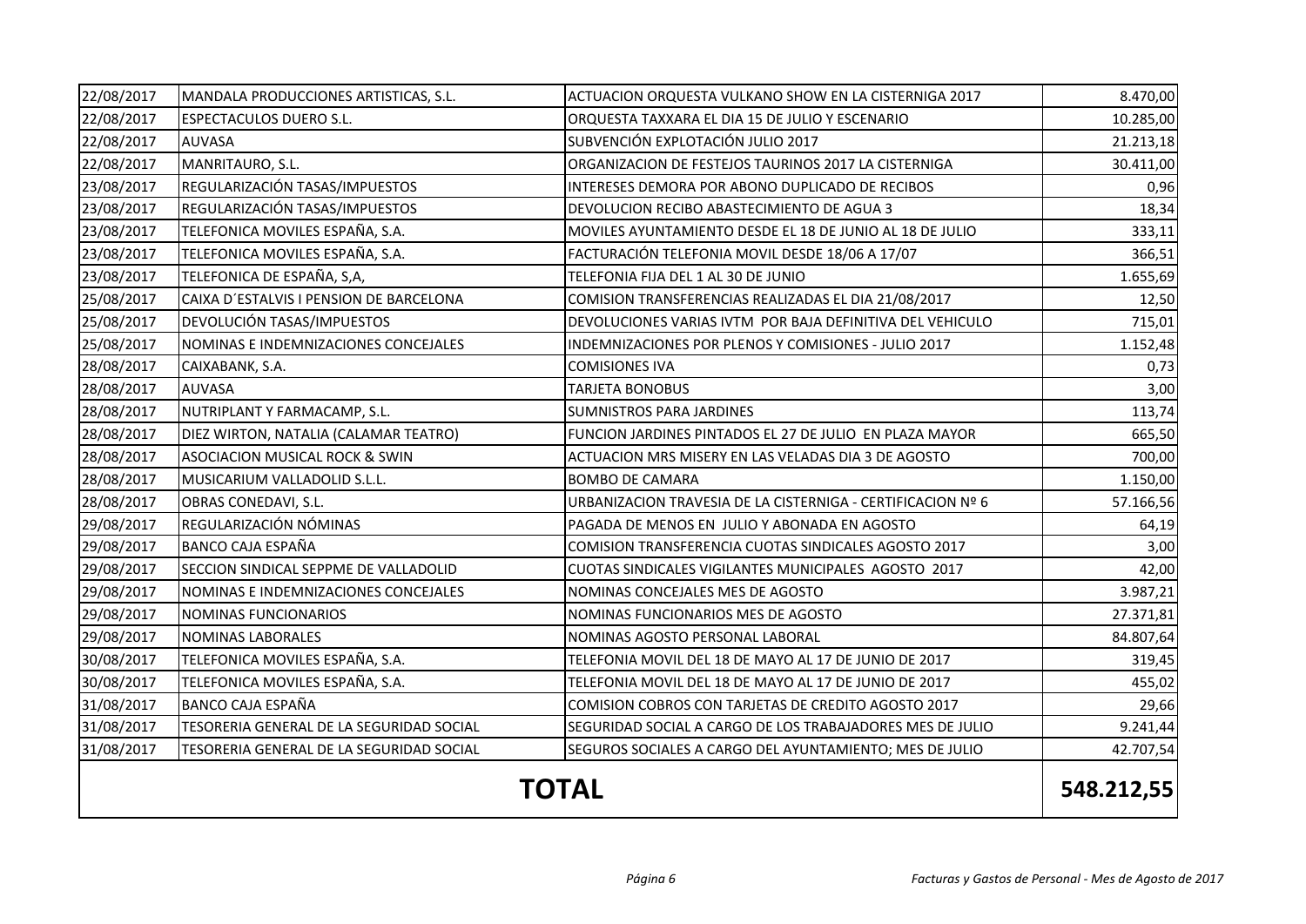| | | | |
|---|---|---|---|
| 22/08/2017 | MANDALA PRODUCCIONES ARTISTICAS, S.L. | ACTUACION ORQUESTA VULKANO SHOW EN LA CISTERNIGA 2017 | 8.470,00 |
| 22/08/2017 | ESPECTACULOS DUERO S.L. | ORQUESTA TAXXARA EL DIA 15 DE JULIO Y ESCENARIO | 10.285,00 |
| 22/08/2017 | AUVASA | SUBVENCIÓN EXPLOTACIÓN JULIO 2017 | 21.213,18 |
| 22/08/2017 | MANRITAURO, S.L. | ORGANIZACION DE FESTEJOS TAURINOS 2017 LA CISTERNIGA | 30.411,00 |
| 23/08/2017 | REGULARIZACIÓN TASAS/IMPUESTOS | INTERESES DEMORA POR ABONO DUPLICADO DE RECIBOS | 0,96 |
| 23/08/2017 | REGULARIZACIÓN TASAS/IMPUESTOS | DEVOLUCION RECIBO ABASTECIMIENTO DE AGUA 3 | 18,34 |
| 23/08/2017 | TELEFONICA MOVILES ESPAÑA, S.A. | MOVILES AYUNTAMIENTO DESDE EL 18 DE JUNIO AL 18 DE JULIO | 333,11 |
| 23/08/2017 | TELEFONICA MOVILES ESPAÑA, S.A. | FACTURACIÓN TELEFONIA MOVIL DESDE 18/06 A 17/07 | 366,51 |
| 23/08/2017 | TELEFONICA DE ESPAÑA, S,A, | TELEFONIA FIJA DEL 1 AL 30 DE JUNIO | 1.655,69 |
| 25/08/2017 | CAIXA D´ESTALVIS I PENSION DE BARCELONA | COMISION TRANSFERENCIAS REALIZADAS EL DIA 21/08/2017 | 12,50 |
| 25/08/2017 | DEVOLUCIÓN TASAS/IMPUESTOS | DEVOLUCIONES VARIAS IVTM POR BAJA DEFINITIVA DEL VEHICULO | 715,01 |
| 25/08/2017 | NOMINAS E INDEMNIZACIONES CONCEJALES | INDEMNIZACIONES POR PLENOS Y COMISIONES - JULIO 2017 | 1.152,48 |
| 28/08/2017 | CAIXABANK, S.A. | COMISIONES IVA | 0,73 |
| 28/08/2017 | AUVASA | TARJETA BONOBUS | 3,00 |
| 28/08/2017 | NUTRIPLANT Y FARMACAMP, S.L. | SUMNISTROS PARA JARDINES | 113,74 |
| 28/08/2017 | DIEZ WIRTON, NATALIA (CALAMAR TEATRO) | FUNCION JARDINES PINTADOS EL 27 DE JULIO EN PLAZA MAYOR | 665,50 |
| 28/08/2017 | ASOCIACION MUSICAL ROCK & SWIN | ACTUACION MRS MISERY EN LAS VELADAS DIA 3 DE AGOSTO | 700,00 |
| 28/08/2017 | MUSICARIUM VALLADOLID S.L.L. | BOMBO DE CAMARA | 1.150,00 |
| 28/08/2017 | OBRAS CONEDAVI, S.L. | URBANIZACION TRAVESIA DE LA CISTERNIGA - CERTIFICACION Nº 6 | 57.166,56 |
| 29/08/2017 | REGULARIZACIÓN NÓMINAS | PAGADA DE MENOS EN JULIO Y ABONADA EN AGOSTO | 64,19 |
| 29/08/2017 | BANCO CAJA ESPAÑA | COMISION TRANSFERENCIA CUOTAS SINDICALES AGOSTO 2017 | 3,00 |
| 29/08/2017 | SECCION SINDICAL SEPPME DE VALLADOLID | CUOTAS SINDICALES VIGILANTES MUNICIPALES AGOSTO 2017 | 42,00 |
| 29/08/2017 | NOMINAS E INDEMNIZACIONES CONCEJALES | NOMINAS CONCEJALES MES DE AGOSTO | 3.987,21 |
| 29/08/2017 | NOMINAS FUNCIONARIOS | NOMINAS FUNCIONARIOS MES DE AGOSTO | 27.371,81 |
| 29/08/2017 | NOMINAS LABORALES | NOMINAS AGOSTO PERSONAL LABORAL | 84.807,64 |
| 30/08/2017 | TELEFONICA MOVILES ESPAÑA, S.A. | TELEFONIA MOVIL DEL 18 DE MAYO AL 17 DE JUNIO DE 2017 | 319,45 |
| 30/08/2017 | TELEFONICA MOVILES ESPAÑA, S.A. | TELEFONIA MOVIL DEL 18 DE MAYO AL 17 DE JUNIO DE 2017 | 455,02 |
| 31/08/2017 | BANCO CAJA ESPAÑA | COMISION COBROS CON TARJETAS DE CREDITO AGOSTO 2017 | 29,66 |
| 31/08/2017 | TESORERIA GENERAL DE LA SEGURIDAD SOCIAL | SEGURIDAD SOCIAL A CARGO DE LOS TRABAJADORES MES DE JULIO | 9.241,44 |
| 31/08/2017 | TESORERIA GENERAL DE LA SEGURIDAD SOCIAL | SEGUROS SOCIALES A CARGO DEL AYUNTAMIENTO; MES DE JULIO | 42.707,54 |
| **TOTAL** | | | **548.212,55** |